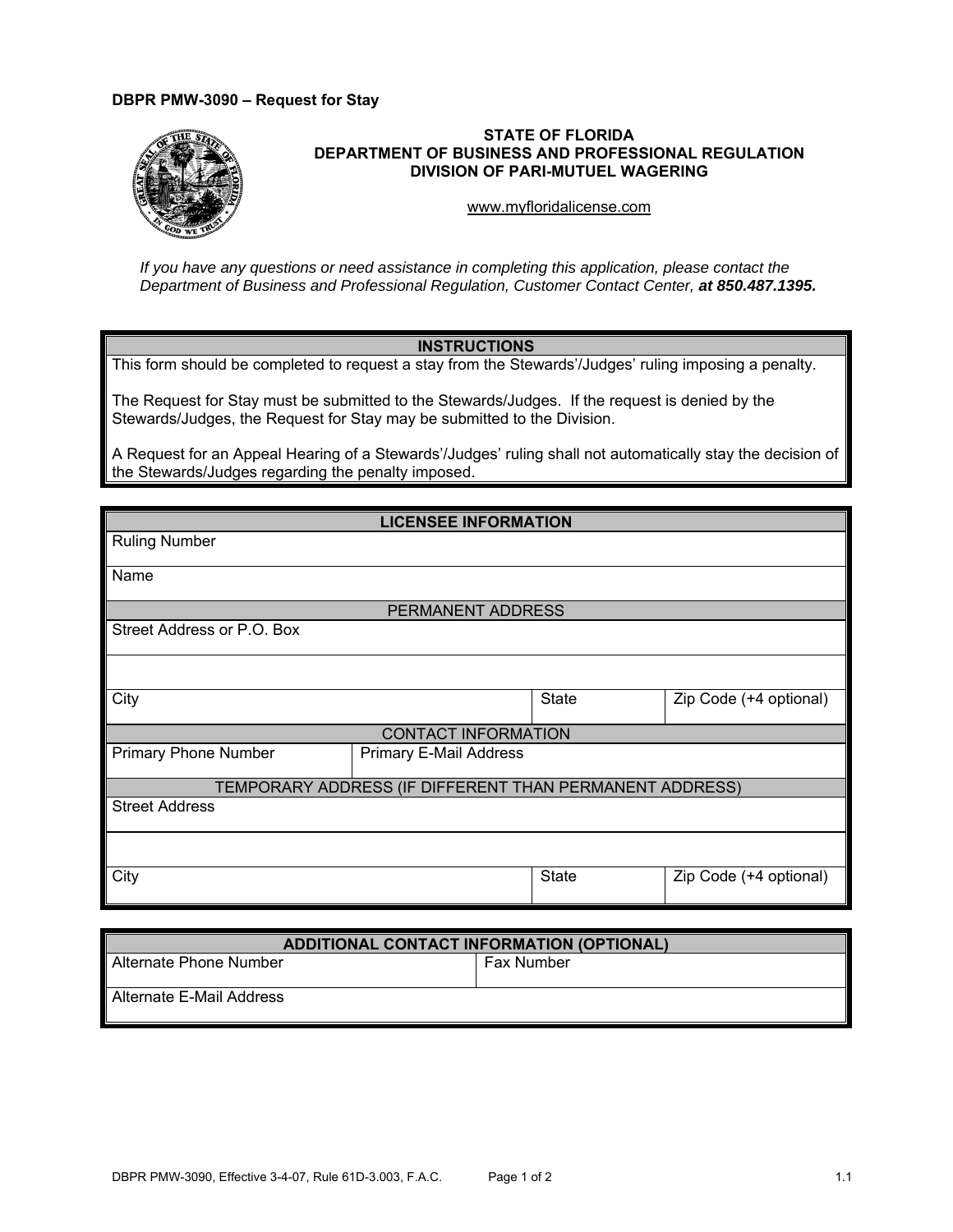**DBPR PMW-3090 – Request for Stay**

# STATE OF FLORIDA
## DEPARTMENT OF BUSINESS AND PROFESSIONAL REGULATION
## DIVISION OF PARI-MUTUEL WAGERING

www.myfloridalicense.com

*If you have any questions or need assistance in completing this application, please contact the Department of Business and Professional Regulation, Customer Contact Center,* ***at 850.487.1395.***

| INSTRUCTIONS |
|---|
| This form should be completed to request a stay from the Stewards'/Judges' ruling imposing a penalty.<br><br>The Request for Stay must be submitted to the Stewards/Judges. If the request is denied by the Stewards/Judges, the Request for Stay may be submitted to the Division.<br><br>A Request for an Appeal Hearing of a Stewards'/Judges' ruling shall not automatically stay the decision of the Stewards/Judges regarding the penalty imposed. |

| LICENSEE INFORMATION | | | |
|---|---|---|---|
| Ruling Number | | | |
| Name | | | |
| PERMANENT ADDRESS | | | |
| Street Address or P.O. Box | | | |
| | | | |
| City | | State | Zip Code (+4 optional) |
| CONTACT INFORMATION | | | |
| Primary Phone Number | Primary E-Mail Address | | |
| TEMPORARY ADDRESS (IF DIFFERENT THAN PERMANENT ADDRESS) | | | |
| Street Address | | | |
| | | | |
| City | | State | Zip Code (+4 optional) |

| ADDITIONAL CONTACT INFORMATION (OPTIONAL) | |
|---|---|
| Alternate Phone Number | Fax Number |
| Alternate E-Mail Address | |

DBPR PMW-3090, Effective 3-4-07, Rule 61D-3.003, F.A.C.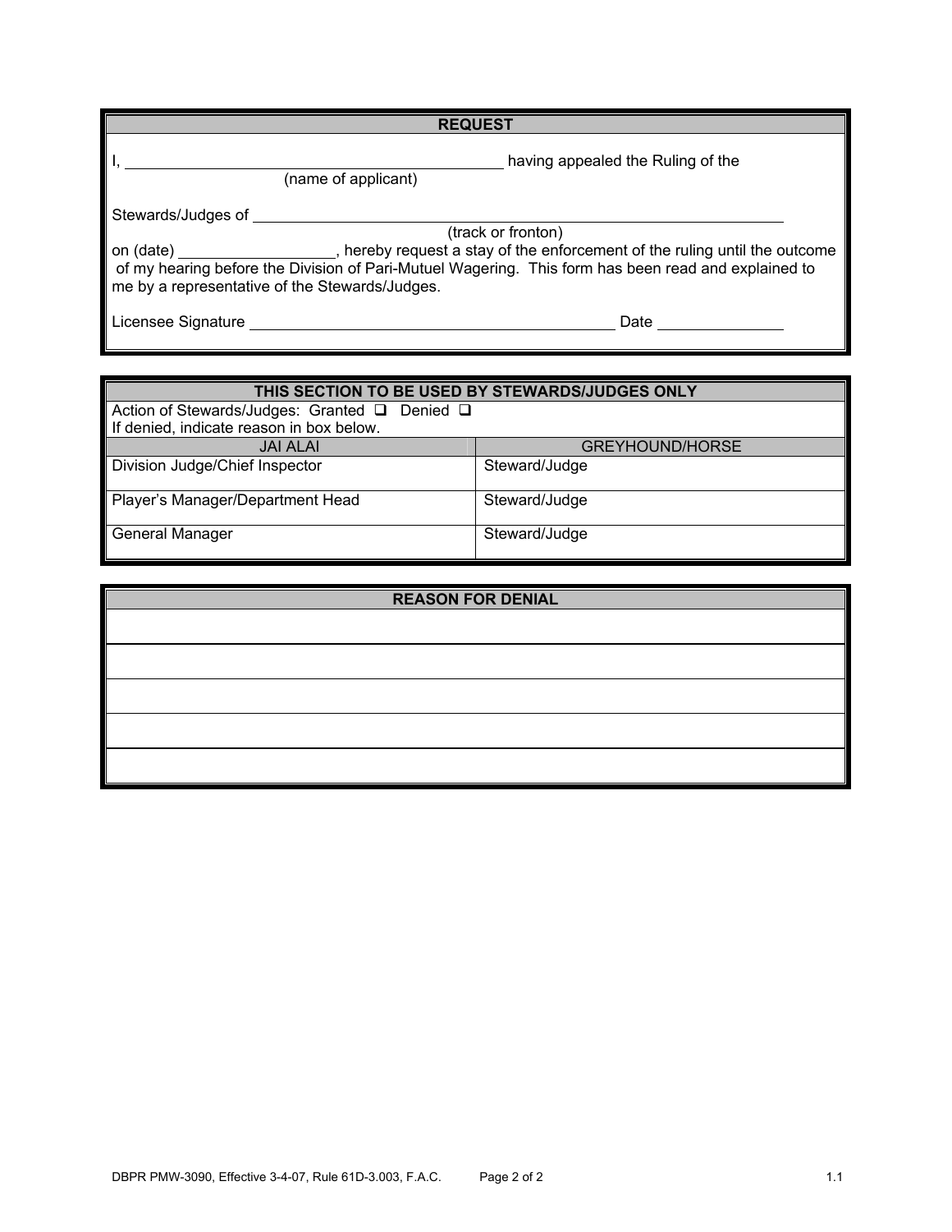## REQUEST

I, ____________________________________________ having appealed the Ruling of the
(name of applicant)

Stewards/Judges of ____________________________________________
(track or fronton)

on (date) __________________, hereby request a stay of the enforcement of the ruling until the outcome of my hearing before the Division of Pari-Mutuel Wagering. This form has been read and explained to me by a representative of the Stewards/Judges.

Licensee Signature ____________________________________________ Date _______________

## THIS SECTION TO BE USED BY STEWARDS/JUDGES ONLY

Action of Stewards/Judges: Granted ❑ Denied ❑
If denied, indicate reason in box below.

| JAI ALAI | GREYHOUND/HORSE |
|---|---|
| Division Judge/Chief Inspector | Steward/Judge |
| Player's Manager/Department Head | Steward/Judge |
| General Manager | Steward/Judge |

## REASON FOR DENIAL

| |
|---|
| |
| |
| |
| |
| |

DBPR PMW-3090, Effective 3-4-07, Rule 61D-3.003, F.A.C. 1.1